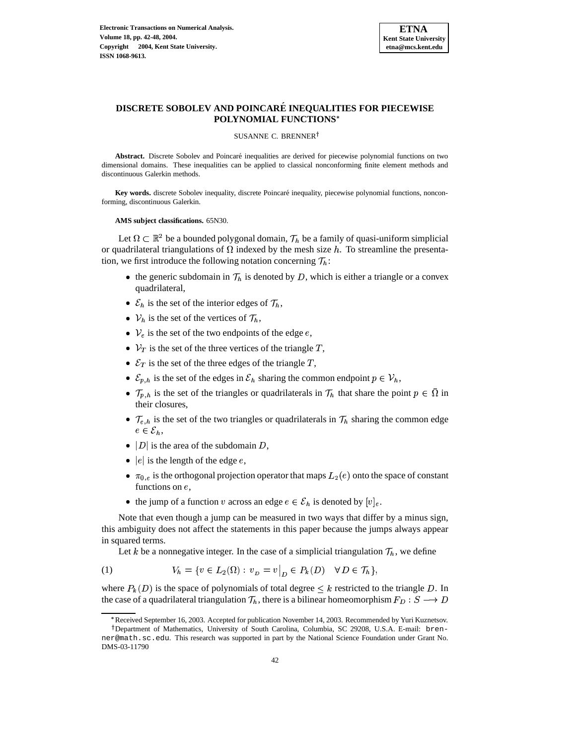# DISCRETE SOBOLEV AND POINCARÉ INEQUALITIES FOR PIECEWISE POLYNOMIAL FUNCTIONS*

SUSANNE C. BRENNER†

**Abstract.** Discrete Sobolev and Poincaré inequalities are derived for piecewise polynomial functions on two dimensional domains. These inequalities can be applied to classical nonconforming finite element methods and discontinuous Galerkin methods.

**Key words.** discrete Sobolev inequality, discrete Poincaré inequality, piecewise polynomial functions, nonconforming, discontinuous Galerkin.

**AMS subject classifications.** 65N30.

Let $\Omega \subset \mathbb{R}^2$ be a bounded polygonal domain, $\mathcal{T}_h$ be a family of quasi-uniform simplicial or quadrilateral triangulations of $\Omega$ indexed by the mesh size $h$. To streamline the presentation, we first introduce the following notation concerning $\mathcal{T}_h$:

- the generic subdomain in $\mathcal{T}_h$ is denoted by $D$, which is either a triangle or a convex quadrilateral,
- $\mathcal{E}_h$ is the set of the interior edges of $\mathcal{T}_h$,
- $\mathcal{V}_h$ is the set of the vertices of $\mathcal{T}_h$,
- $\mathcal{V}_e$ is the set of the two endpoints of the edge $e$,
- $\mathcal{V}_T$ is the set of the three vertices of the triangle $T$,
- $\mathcal{E}_T$ is the set of the three edges of the triangle $T$,
- $\mathcal{E}_{p,h}$ is the set of the edges in $\mathcal{E}_h$ sharing the common endpoint $p \in \mathcal{V}_h$,
- $\mathcal{T}_{p,h}$ is the set of the triangles or quadrilaterals in $\mathcal{T}_h$ that share the point $p \in \bar{\Omega}$ in their closures,
- $\mathcal{T}_{e,h}$ is the set of the two triangles or quadrilaterals in $\mathcal{T}_h$ sharing the common edge $e \in \mathcal{E}_h$,
- $|D|$ is the area of the subdomain $D$,
- $|e|$ is the length of the edge $e$,
- $\pi_{0,e}$ is the orthogonal projection operator that maps $L_2(e)$ onto the space of constant functions on $e$,
- the jump of a function $v$ across an edge $e \in \mathcal{E}_h$ is denoted by $[v]_e$.

Note that even though a jump can be measured in two ways that differ by a minus sign, this ambiguity does not affect the statements in this paper because the jumps always appear in squared terms.

Let $k$ be a nonnegative integer. In the case of a simplicial triangulation $\mathcal{T}_h$, we define

$$V_h = \{v \in L_2(\Omega) : v_D = v\big|_D \in P_k(D) \quad \forall\, D \in \mathcal{T}_h\}, \tag{1}$$

where $P_k(D)$ is the space of polynomials of total degree $\leq k$ restricted to the triangle $D$. In the case of a quadrilateral triangulation $\mathcal{T}_h$, there is a bilinear homeomorphism $F_D : S \longrightarrow D$

---

*Received September 16, 2003. Accepted for publication November 14, 2003. Recommended by Yuri Kuznetsov.

†Department of Mathematics, University of South Carolina, Columbia, SC 29208, U.S.A. E-mail: brenner@math.sc.edu. This research was supported in part by the National Science Foundation under Grant No. DMS-03-11790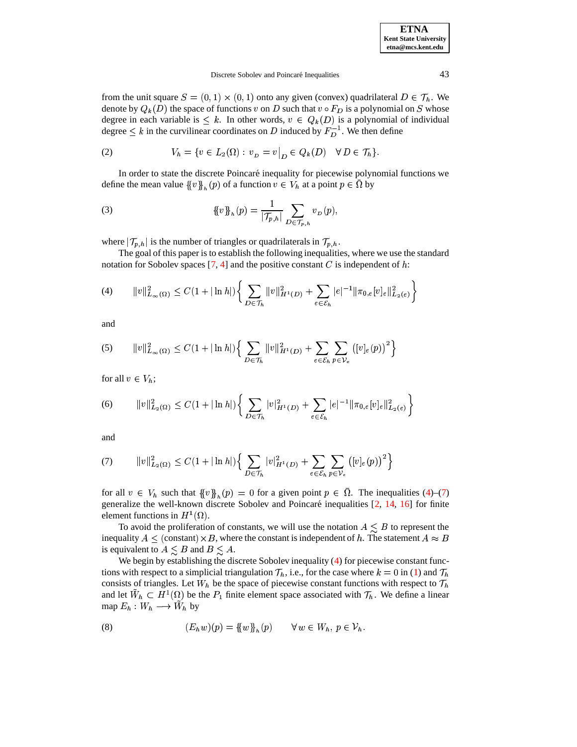from the unit square $S = (0,1) \times (0,1)$ onto any given (convex) quadrilateral $D \in \mathcal{T}_h$. We denote by $Q_k(D)$ the space of functions $v$ on $D$ such that $v \circ F_D$ is a polynomial on $S$ whose degree in each variable is $\leq k$. In other words, $v \in Q_k(D)$ is a polynomial of individual degree $\leq k$ in the curvilinear coordinates on $D$ induced by $F_D^{-1}$. We then define

$$V_h = \{v \in L_2(\Omega) : v_D = v\big|_D \in Q_k(D) \quad \forall\, D \in \mathcal{T}_h\}. \tag{2}$$

In order to state the discrete Poincaré inequality for piecewise polynomial functions we define the mean value $\{\!\{v\}\!\}_h(p)$ of a function $v \in V_h$ at a point $p \in \bar{\Omega}$ by

$$\{\!\{v\}\!\}_h(p) = \frac{1}{|\mathcal{T}_{p,h}|} \sum_{D \in \mathcal{T}_{p,h}} v_D(p), \tag{3}$$

where $|\mathcal{T}_{p,h}|$ is the number of triangles or quadrilaterals in $\mathcal{T}_{p,h}$.

The goal of this paper is to establish the following inequalities, where we use the standard notation for Sobolev spaces [7, 4] and the positive constant $C$ is independent of $h$:

$$\|v\|^2_{L_\infty(\Omega)} \leq C(1 + |\ln h|)\left\{ \sum_{D \in \mathcal{T}_h} \|v\|^2_{H^1(D)} + \sum_{e \in \mathcal{E}_h} |e|^{-1} \|\pi_{0,e}[v]_e\|^2_{L_2(e)} \right\} \tag{4}$$

and

$$\|v\|^2_{L_\infty(\Omega)} \leq C(1 + |\ln h|)\left\{ \sum_{D \in \mathcal{T}_h} \|v\|^2_{H^1(D)} + \sum_{e \in \mathcal{E}_h} \sum_{p \in \mathcal{V}_e} \big([v]_e(p)\big)^2 \right\} \tag{5}$$

for all $v \in V_h$;

$$\|v\|^2_{L_2(\Omega)} \leq C(1 + |\ln h|)\left\{ \sum_{D \in \mathcal{T}_h} |v|^2_{H^1(D)} + \sum_{e \in \mathcal{E}_h} |e|^{-1} \|\pi_{0,e}[v]_e\|^2_{L_2(e)} \right\} \tag{6}$$

and

$$\|v\|^2_{L_2(\Omega)} \leq C(1 + |\ln h|)\left\{ \sum_{D \in \mathcal{T}_h} |v|^2_{H^1(D)} + \sum_{e \in \mathcal{E}_h} \sum_{p \in \mathcal{V}_e} \big([v]_e(p)\big)^2 \right\} \tag{7}$$

for all $v \in V_h$ such that $\{\!\{v\}\!\}_h(p) = 0$ for a given point $p \in \bar{\Omega}$. The inequalities (4)–(7) generalize the well-known discrete Sobolev and Poincaré inequalities [2, 14, 16] for finite element functions in $H^1(\Omega)$.

To avoid the proliferation of constants, we will use the notation $A \lesssim B$ to represent the inequality $A \leq (\text{constant}) \times B$, where the constant is independent of $h$. The statement $A \approx B$ is equivalent to $A \lesssim B$ and $B \lesssim A$.

We begin by establishing the discrete Sobolev inequality (4) for piecewise constant functions with respect to a simplicial triangulation $\mathcal{T}_h$, i.e., for the case where $k = 0$ in (1) and $\mathcal{T}_h$ consists of triangles. Let $W_h$ be the space of piecewise constant functions with respect to $\mathcal{T}_h$ and let $\tilde{W}_h \subset H^1(\Omega)$ be the $P_1$ finite element space associated with $\mathcal{T}_h$. We define a linear map $E_h : W_h \longrightarrow \tilde{W}_h$ by

$$(E_h w)(p) = \{\!\{w\}\!\}_h(p) \qquad \forall\, w \in W_h,\ p \in \mathcal{V}_h. \tag{8}$$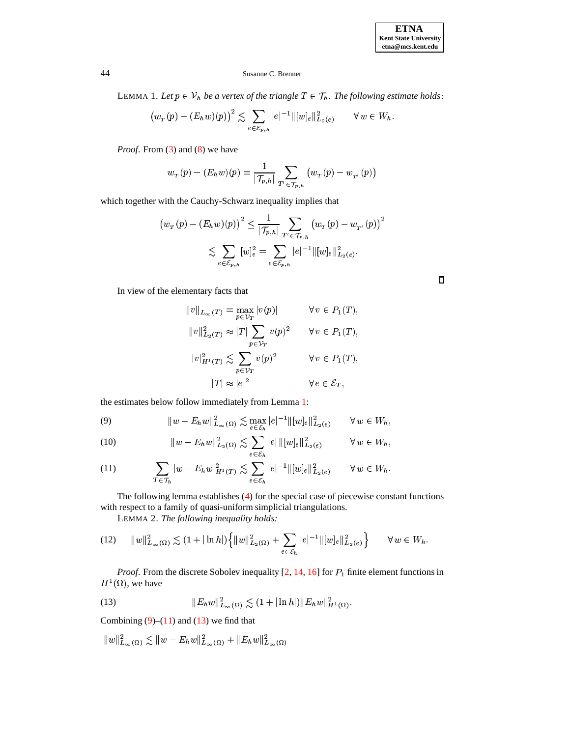LEMMA 1. *Let $p \in \mathcal{V}_h$ be a vertex of the triangle $T \in \mathcal{T}_h$. The following estimate holds*:

$$\big(w_T(p) - (E_h w)(p)\big)^2 \lesssim \sum_{e \in \mathcal{E}_{p,h}} |e|^{-1} \|[w]_e\|^2_{L_2(e)} \qquad \forall\, w \in W_h.$$

*Proof.* From (3) and (8) we have

$$w_T(p) - (E_h w)(p) = \frac{1}{|\mathcal{T}_{p,h}|} \sum_{T' \in \mathcal{T}_{p,h}} \big(w_T(p) - w_{T'}(p)\big)$$

which together with the Cauchy-Schwarz inequality implies that

$$\begin{aligned}
\big(w_T(p) - (E_h w)(p)\big)^2 &\le \frac{1}{|\mathcal{T}_{p,h}|} \sum_{T' \in \mathcal{T}_{p,h}} \big(w_T(p) - w_{T'}(p)\big)^2 \\
&\lesssim \sum_{e \in \mathcal{E}_{p,h}} [w]_e^2 = \sum_{e \in \mathcal{E}_{p,h}} |e|^{-1} \|[w]_e\|^2_{L_2(e)}.
\end{aligned}$$

□

In view of the elementary facts that

$$\begin{aligned}
\|v\|_{L_\infty(T)} &= \max_{p \in \mathcal{V}_T} |v(p)| && \forall\, v \in P_1(T), \\
\|v\|^2_{L_2(T)} &\approx |T| \sum_{p \in \mathcal{V}_T} v(p)^2 && \forall\, v \in P_1(T), \\
|v|^2_{H^1(T)} &\lesssim \sum_{p \in \mathcal{V}_T} v(p)^2 && \forall\, v \in P_1(T), \\
|T| &\approx |e|^2 && \forall\, e \in \mathcal{E}_T,
\end{aligned}$$

the estimates below follow immediately from Lemma 1:

$$\|w - E_h w\|^2_{L_\infty(\Omega)} \lesssim \max_{e \in \mathcal{E}_h} |e|^{-1} \|[w]_e\|^2_{L_2(e)} \qquad \forall\, w \in W_h, \tag{9}$$

$$\|w - E_h w\|^2_{L_2(\Omega)} \lesssim \sum_{e \in \mathcal{E}_h} |e|\, \|[w]_e\|^2_{L_2(e)} \qquad \forall\, w \in W_h, \tag{10}$$

$$\sum_{T \in \mathcal{T}_h} |w - E_h w|^2_{H^1(T)} \lesssim \sum_{e \in \mathcal{E}_h} |e|^{-1} \|[w]_e\|^2_{L_2(e)} \qquad \forall\, w \in W_h. \tag{11}$$

The following lemma establishes (4) for the special case of piecewise constant functions with respect to a family of quasi-uniform simplicial triangulations.

LEMMA 2. *The following inequality holds:*

$$\|w\|^2_{L_\infty(\Omega)} \lesssim (1 + |\ln h|) \Big\{ \|w\|^2_{L_2(\Omega)} + \sum_{e \in \mathcal{E}_h} |e|^{-1} \|[w]_e\|^2_{L_2(e)} \Big\} \qquad \forall\, w \in W_h. \tag{12}$$

*Proof.* From the discrete Sobolev inequality [2, 14, 16] for $P_1$ finite element functions in $H^1(\Omega)$, we have

$$\|E_h w\|^2_{L_\infty(\Omega)} \lesssim (1 + |\ln h|) \|E_h w\|^2_{H^1(\Omega)}. \tag{13}$$

Combining (9)–(11) and (13) we find that

$$\|w\|^2_{L_\infty(\Omega)} \lesssim \|w - E_h w\|^2_{L_\infty(\Omega)} + \|E_h w\|^2_{L_\infty(\Omega)}$$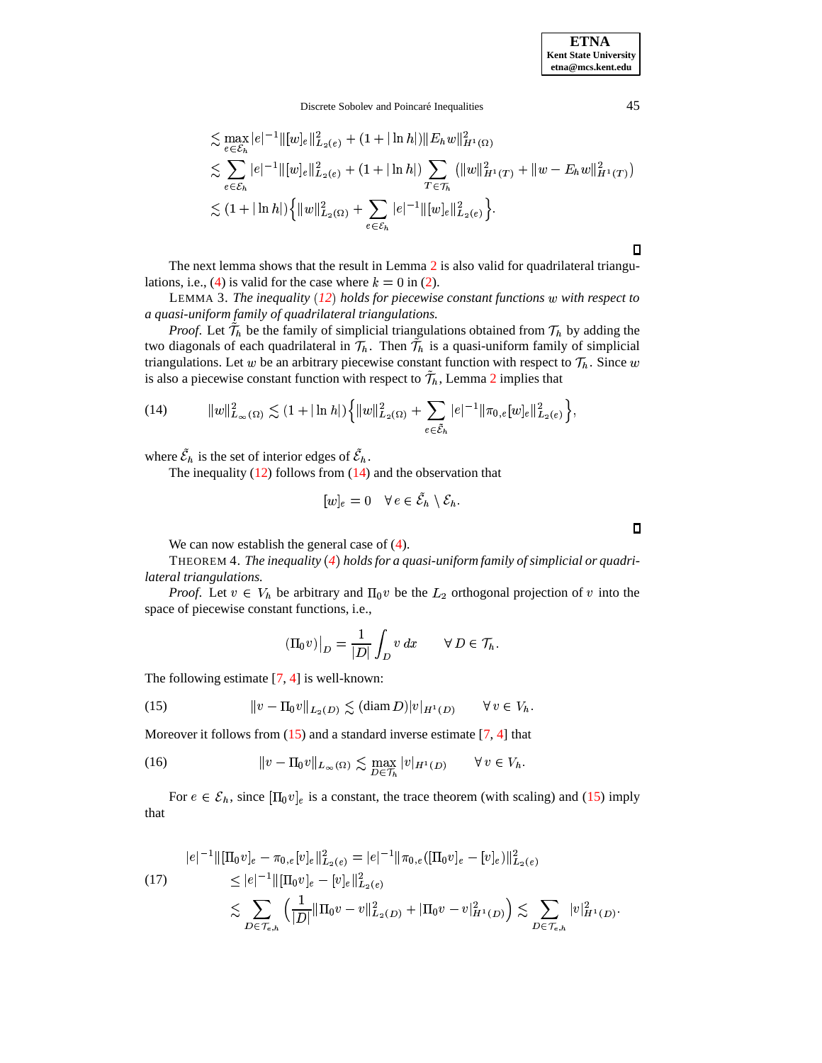$$
\begin{aligned}
&\lesssim \max_{e\in\mathcal{E}_h} |e|^{-1}\|[w]_e\|^2_{L_2(e)} + (1+|\ln h|)\|E_h w\|^2_{H^1(\Omega)} \\
&\lesssim \sum_{e\in\mathcal{E}_h} |e|^{-1}\|[w]_e\|^2_{L_2(e)} + (1+|\ln h|)\sum_{T\in\mathcal{T}_h}\big(\|w\|^2_{H^1(T)} + \|w - E_h w\|^2_{H^1(T)}\big) \\
&\lesssim (1+|\ln h|)\Big\{\|w\|^2_{L_2(\Omega)} + \sum_{e\in\mathcal{E}_h} |e|^{-1}\|[w]_e\|^2_{L_2(e)}\Big\}.
\end{aligned}
$$

∎

The next lemma shows that the result in Lemma 2 is also valid for quadrilateral triangulations, i.e., (4) is valid for the case where $k = 0$ in (2).

LEMMA 3. *The inequality (12) holds for piecewise constant functions $w$ with respect to a quasi-uniform family of quadrilateral triangulations.*

*Proof*. Let $\tilde{\mathcal{T}}_h$ be the family of simplicial triangulations obtained from $\mathcal{T}_h$ by adding the two diagonals of each quadrilateral in $\mathcal{T}_h$. Then $\tilde{\mathcal{T}}_h$ is a quasi-uniform family of simplicial triangulations. Let $w$ be an arbitrary piecewise constant function with respect to $\mathcal{T}_h$. Since $w$ is also a piecewise constant function with respect to $\tilde{\mathcal{T}}_h$, Lemma 2 implies that

$$
\|w\|^2_{L_\infty(\Omega)} \lesssim (1+|\ln h|)\Big\{\|w\|^2_{L_2(\Omega)} + \sum_{e\in\tilde{\mathcal{E}}_h} |e|^{-1}\|\pi_{0,e}[w]_e\|^2_{L_2(e)}\Big\}, \tag{14}
$$

where $\tilde{\mathcal{E}}_h$ is the set of interior edges of $\tilde{\mathcal{E}}_h$.

The inequality (12) follows from (14) and the observation that

$$
[w]_e = 0 \quad \forall\, e \in \tilde{\mathcal{E}}_h \setminus \mathcal{E}_h.
$$

∎

We can now establish the general case of (4).

THEOREM 4. *The inequality (4) holds for a quasi-uniform family of simplicial or quadrilateral triangulations.*

*Proof*. Let $v \in V_h$ be arbitrary and $\Pi_0 v$ be the $L_2$ orthogonal projection of $v$ into the space of piecewise constant functions, i.e.,

$$
(\Pi_0 v)\big|_D = \frac{1}{|D|}\int_D v\,dx \qquad \forall\, D \in \mathcal{T}_h.
$$

The following estimate [7, 4] is well-known:

$$
\|v - \Pi_0 v\|_{L_2(D)} \lesssim (\operatorname{diam} D)|v|_{H^1(D)} \qquad \forall\, v \in V_h. \tag{15}
$$

Moreover it follows from (15) and a standard inverse estimate [7, 4] that

$$
\|v - \Pi_0 v\|_{L_\infty(\Omega)} \lesssim \max_{D\in\mathcal{T}_h} |v|_{H^1(D)} \qquad \forall\, v \in V_h. \tag{16}
$$

For $e \in \mathcal{E}_h$, since $[\Pi_0 v]_e$ is a constant, the trace theorem (with scaling) and (15) imply that

$$
\begin{aligned}
|e|^{-1}\|[\Pi_0 v]_e - \pi_{0,e}[v]_e\|^2_{L_2(e)} &= |e|^{-1}\|\pi_{0,e}([\Pi_0 v]_e - [v]_e)\|^2_{L_2(e)} \\
&\le |e|^{-1}\|[\Pi_0 v]_e - [v]_e\|^2_{L_2(e)} \\
&\lesssim \sum_{D\in\mathcal{T}_{e,h}} \Big(\frac{1}{|D|}\|\Pi_0 v - v\|^2_{L_2(D)} + |\Pi_0 v - v|^2_{H^1(D)}\Big) \lesssim \sum_{D\in\mathcal{T}_{e,h}} |v|^2_{H^1(D)}.
\end{aligned} \tag{17}
$$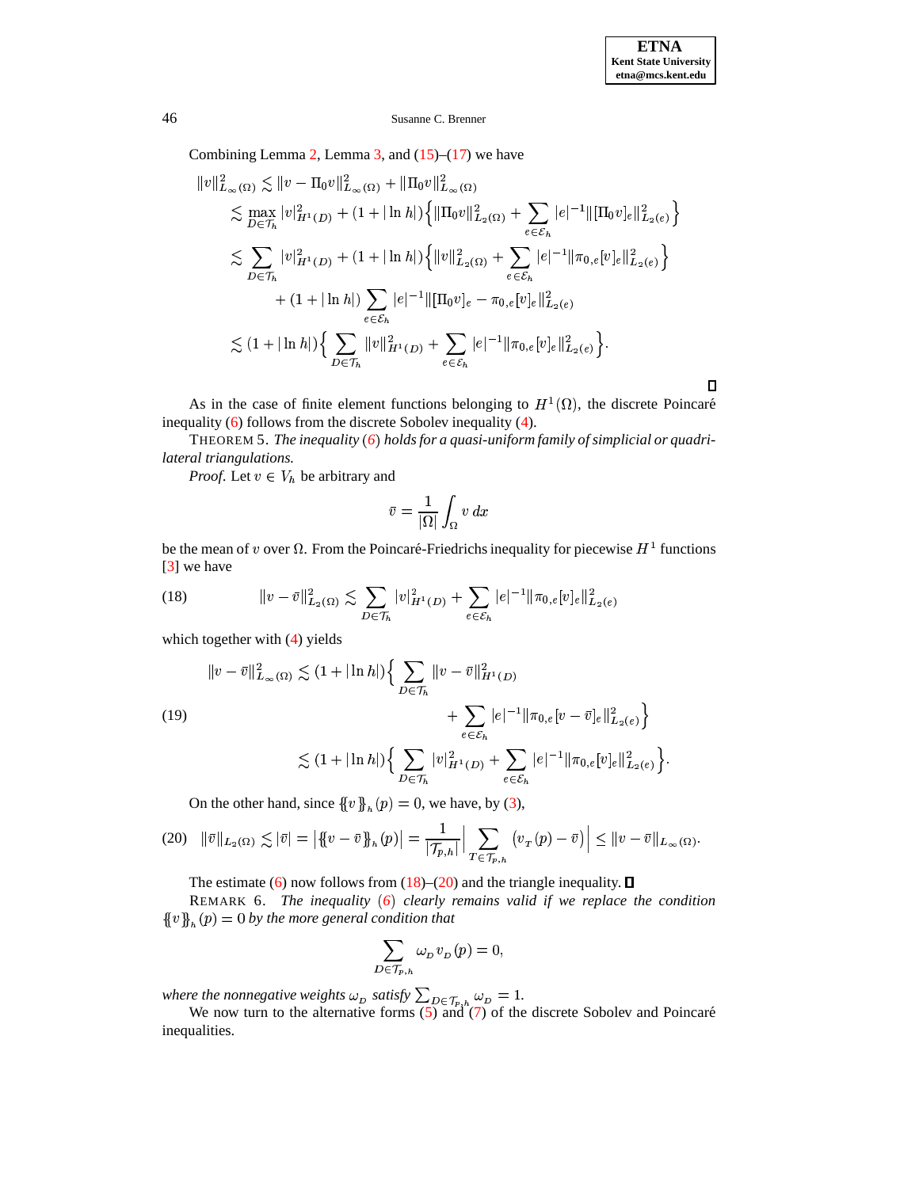Combining Lemma 2, Lemma 3, and (15)–(17) we have

$$
\begin{aligned}
\|v\|_{L_\infty(\Omega)}^2 &\lesssim \|v - \Pi_0 v\|_{L_\infty(\Omega)}^2 + \|\Pi_0 v\|_{L_\infty(\Omega)}^2 \\
&\lesssim \max_{D \in \mathcal{T}_h} |v|_{H^1(D)}^2 + (1 + |\ln h|)\Big\{ \|\Pi_0 v\|_{L_2(\Omega)}^2 + \sum_{e \in \mathcal{E}_h} |e|^{-1} \|[\Pi_0 v]_e\|_{L_2(e)}^2 \Big\} \\
&\lesssim \sum_{D \in \mathcal{T}_h} |v|_{H^1(D)}^2 + (1 + |\ln h|)\Big\{ \|v\|_{L_2(\Omega)}^2 + \sum_{e \in \mathcal{E}_h} |e|^{-1} \|\pi_{0,e}[v]_e\|_{L_2(e)}^2 \Big\} \\
&\qquad + (1 + |\ln h|) \sum_{e \in \mathcal{E}_h} |e|^{-1} \|[\Pi_0 v]_e - \pi_{0,e}[v]_e\|_{L_2(e)}^2 \\
&\lesssim (1 + |\ln h|)\Big\{ \sum_{D \in \mathcal{T}_h} \|v\|_{H^1(D)}^2 + \sum_{e \in \mathcal{E}_h} |e|^{-1} \|\pi_{0,e}[v]_e\|_{L_2(e)}^2 \Big\}.
\end{aligned}
$$

∎

As in the case of finite element functions belonging to $H^1(\Omega)$, the discrete Poincaré inequality (6) follows from the discrete Sobolev inequality (4).

THEOREM 5. *The inequality (6) holds for a quasi-uniform family of simplicial or quadrilateral triangulations.*

*Proof.* Let $v \in V_h$ be arbitrary and

$$
\bar{v} = \frac{1}{|\Omega|} \int_\Omega v \, dx
$$

be the mean of $v$ over $\Omega$. From the Poincaré-Friedrichs inequality for piecewise $H^1$ functions [3] we have

$$
\|v - \bar{v}\|_{L_2(\Omega)}^2 \lesssim \sum_{D \in \mathcal{T}_h} |v|_{H^1(D)}^2 + \sum_{e \in \mathcal{E}_h} |e|^{-1} \|\pi_{0,e}[v]_e\|_{L_2(e)}^2 \tag{18}
$$

which together with (4) yields

$$
\begin{aligned}
\|v - \bar{v}\|_{L_\infty(\Omega)}^2 &\lesssim (1 + |\ln h|)\Big\{ \sum_{D \in \mathcal{T}_h} \|v - \bar{v}\|_{H^1(D)}^2 \\
&\qquad + \sum_{e \in \mathcal{E}_h} |e|^{-1} \|\pi_{0,e}[v - \bar{v}]_e\|_{L_2(e)}^2 \Big\} \\
&\lesssim (1 + |\ln h|)\Big\{ \sum_{D \in \mathcal{T}_h} |v|_{H^1(D)}^2 + \sum_{e \in \mathcal{E}_h} |e|^{-1} \|\pi_{0,e}[v]_e\|_{L_2(e)}^2 \Big\}.
\end{aligned} \tag{19}
$$

On the other hand, since $\{\!\!\{v\}\!\!\}_h(p) = 0$, we have, by (3),

$$
\|\bar{v}\|_{L_2(\Omega)} \lesssim |\bar{v}| = \big|\{\!\!\{v - \bar{v}\}\!\!\}_h(p)\big| = \frac{1}{|\mathcal{T}_{p,h}|} \Big| \sum_{T \in \mathcal{T}_{p,h}} \big(v_T(p) - \bar{v}\big) \Big| \le \|v - \bar{v}\|_{L_\infty(\Omega)}. \tag{20}
$$

The estimate (6) now follows from (18)–(20) and the triangle inequality. ∎

REMARK 6. *The inequality (6) clearly remains valid if we replace the condition $\{\!\!\{v\}\!\!\}_h(p) = 0$ by the more general condition that*

$$
\sum_{D \in \mathcal{T}_{p,h}} \omega_D v_D(p) = 0,
$$

*where the nonnegative weights $\omega_D$ satisfy $\sum_{D \in \mathcal{T}_{p,h}} \omega_D = 1$.*

We now turn to the alternative forms (5) and (7) of the discrete Sobolev and Poincaré inequalities.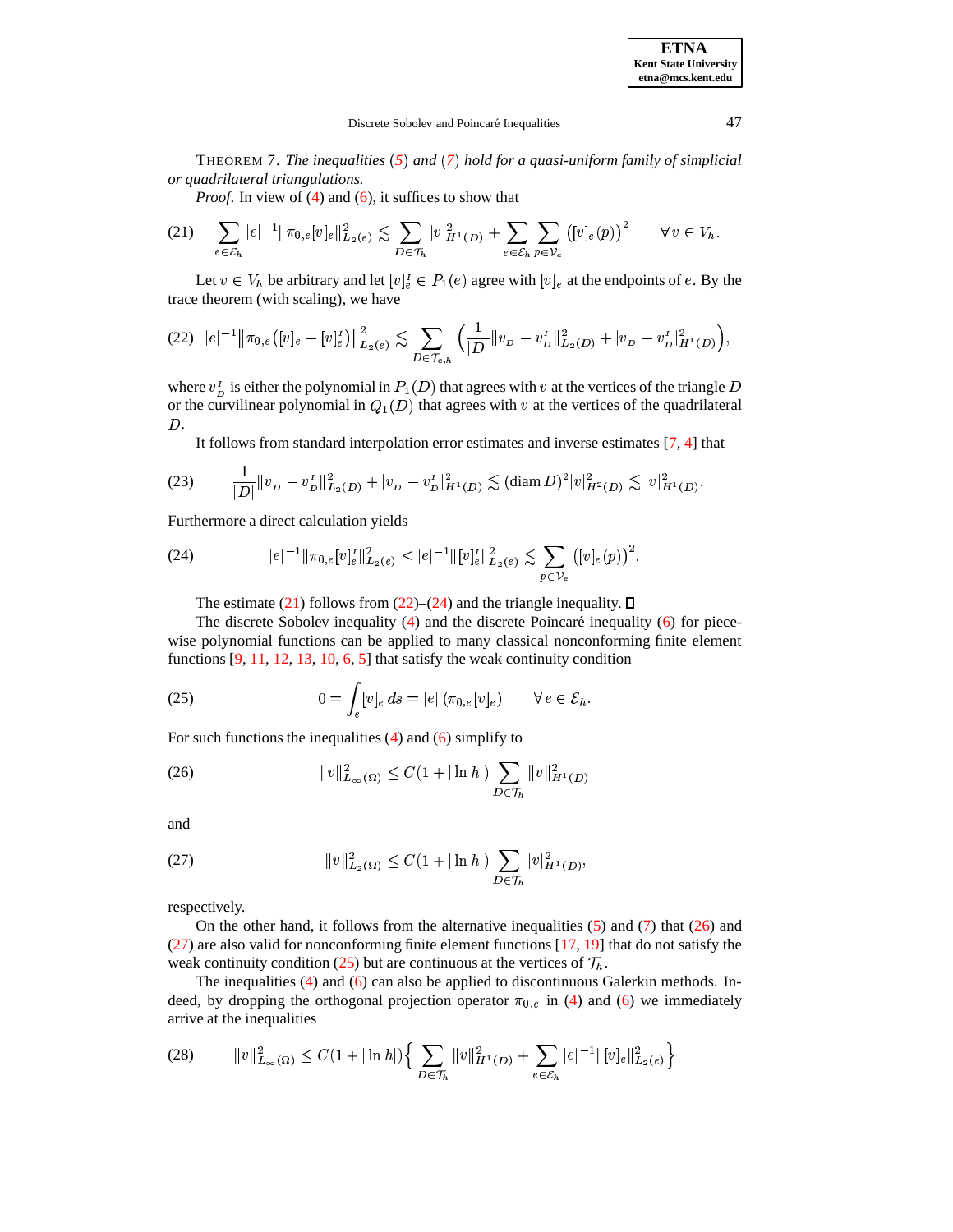THEOREM 7. *The inequalities (5) and (7) hold for a quasi-uniform family of simplicial or quadrilateral triangulations.*

*Proof.* In view of (4) and (6), it suffices to show that

$$\sum_{e\in\mathcal{E}_h} |e|^{-1}\|\pi_{0,e}[v]_e\|^2_{L_2(e)} \lesssim \sum_{D\in\mathcal{T}_h} |v|^2_{H^1(D)} + \sum_{e\in\mathcal{E}_h}\sum_{p\in\mathcal{V}_e}\big([v]_e(p)\big)^2 \qquad \forall\, v\in V_h. \tag{21}$$

Let $v\in V_h$ be arbitrary and let $[v]_e^I \in P_1(e)$ agree with $[v]_e$ at the endpoints of $e$. By the trace theorem (with scaling), we have

$$|e|^{-1}\big\|\pi_{0,e}\big([v]_e - [v]_e^I\big)\big\|^2_{L_2(e)} \lesssim \sum_{D\in\mathcal{T}_{e,h}} \Big(\frac{1}{|D|}\|v_D - v_D^I\|^2_{L_2(D)} + |v_D - v_D^I|^2_{H^1(D)}\Big), \tag{22}$$

where $v_D^I$ is either the polynomial in $P_1(D)$ that agrees with $v$ at the vertices of the triangle $D$ or the curvilinear polynomial in $Q_1(D)$ that agrees with $v$ at the vertices of the quadrilateral $D$.

It follows from standard interpolation error estimates and inverse estimates [7, 4] that

$$\frac{1}{|D|}\|v_D - v_D^I\|^2_{L_2(D)} + |v_D - v_D^I|^2_{H^1(D)} \lesssim (\operatorname{diam} D)^2 |v|^2_{H^2(D)} \lesssim |v|^2_{H^1(D)}. \tag{23}$$

Furthermore a direct calculation yields

$$|e|^{-1}\|\pi_{0,e}[v]_e^I\|^2_{L_2(e)} \le |e|^{-1}\|[v]_e^I\|^2_{L_2(e)} \lesssim \sum_{p\in\mathcal{V}_e}\big([v]_e(p)\big)^2. \tag{24}$$

The estimate (21) follows from (22)–(24) and the triangle inequality. $\square$

The discrete Sobolev inequality (4) and the discrete Poincaré inequality (6) for piecewise polynomial functions can be applied to many classical nonconforming finite element functions [9, 11, 12, 13, 10, 6, 5] that satisfy the weak continuity condition

$$0 = \int_e [v]_e\, ds = |e|\,\big(\pi_{0,e}[v]_e\big) \qquad \forall\, e\in\mathcal{E}_h. \tag{25}$$

For such functions the inequalities (4) and (6) simplify to

$$\|v\|^2_{L_\infty(\Omega)} \le C(1+|\ln h|)\sum_{D\in\mathcal{T}_h}\|v\|^2_{H^1(D)} \tag{26}$$

and

$$\|v\|^2_{L_2(\Omega)} \le C(1+|\ln h|)\sum_{D\in\mathcal{T}_h}|v|^2_{H^1(D)}, \tag{27}$$

respectively.

On the other hand, it follows from the alternative inequalities (5) and (7) that (26) and (27) are also valid for nonconforming finite element functions [17, 19] that do not satisfy the weak continuity condition (25) but are continuous at the vertices of $\mathcal{T}_h$.

The inequalities (4) and (6) can also be applied to discontinuous Galerkin methods. Indeed, by dropping the orthogonal projection operator $\pi_{0,e}$ in (4) and (6) we immediately arrive at the inequalities

$$\|v\|^2_{L_\infty(\Omega)} \le C(1+|\ln h|)\Big\{\sum_{D\in\mathcal{T}_h}\|v\|^2_{H^1(D)} + \sum_{e\in\mathcal{E}_h}|e|^{-1}\|[v]_e\|^2_{L_2(e)}\Big\} \tag{28}$$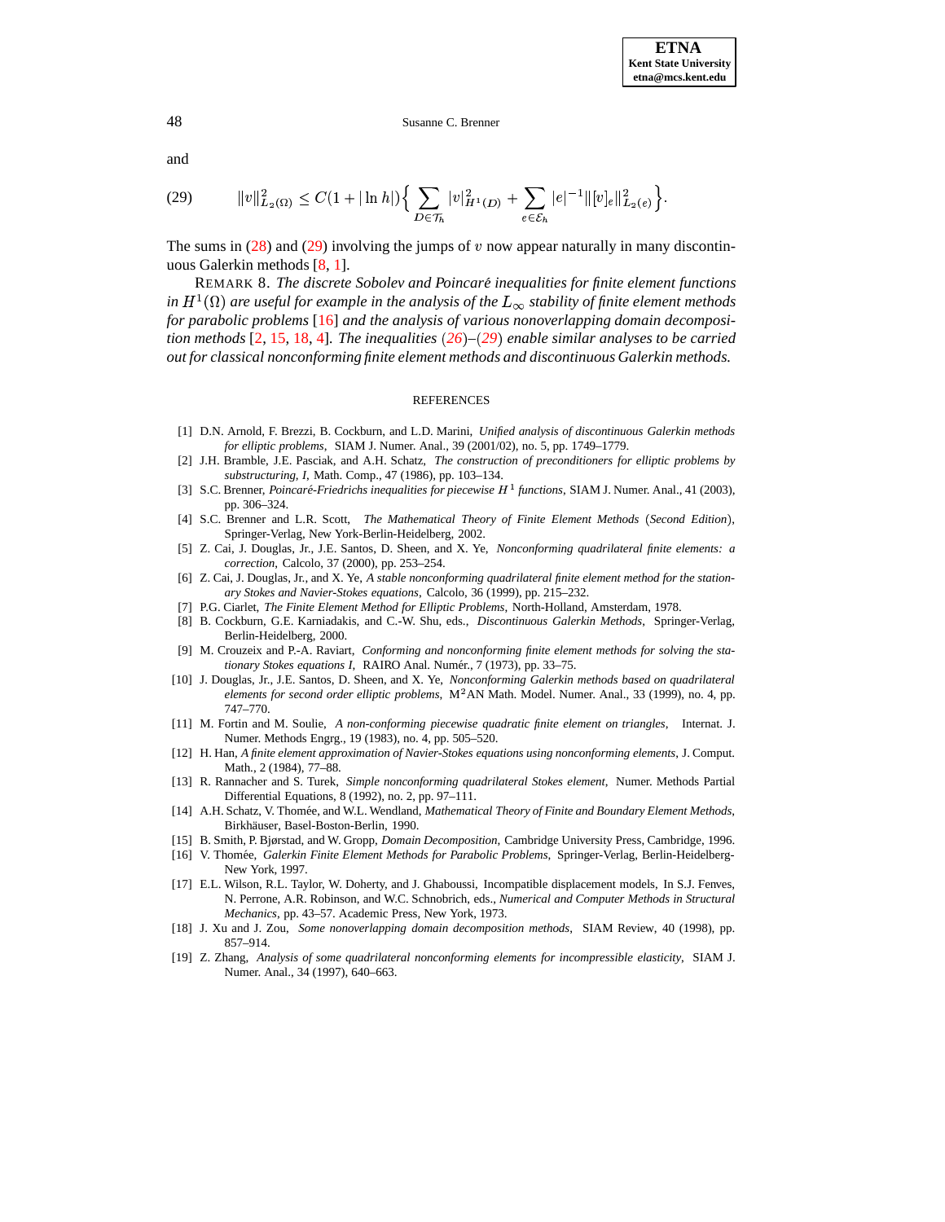and

$$\|v\|_{L_2(\Omega)}^2 \leq C(1 + |\ln h|)\Big\{ \sum_{D \in \mathcal{T}_h} |v|_{H^1(D)}^2 + \sum_{e \in \mathcal{E}_h} |e|^{-1} \|[v]_e\|_{L_2(e)}^2 \Big\}. \tag{29}$$

The sums in (28) and (29) involving the jumps of $v$ now appear naturally in many discontinuous Galerkin methods [8, 1].

REMARK 8. *The discrete Sobolev and Poincaré inequalities for finite element functions in $H^1(\Omega)$ are useful for example in the analysis of the $L_\infty$ stability of finite element methods for parabolic problems* [16] *and the analysis of various nonoverlapping domain decomposition methods* [2, 15, 18, 4]. *The inequalities* (26)–(29) *enable similar analyses to be carried out for classical nonconforming finite element methods and discontinuous Galerkin methods.*

## REFERENCES

[1] D.N. Arnold, F. Brezzi, B. Cockburn, and L.D. Marini, *Unified analysis of discontinuous Galerkin methods for elliptic problems*, SIAM J. Numer. Anal., 39 (2001/02), no. 5, pp. 1749–1779.

[2] J.H. Bramble, J.E. Pasciak, and A.H. Schatz, *The construction of preconditioners for elliptic problems by substructuring, I*, Math. Comp., 47 (1986), pp. 103–134.

[3] S.C. Brenner, *Poincaré-Friedrichs inequalities for piecewise $H^1$ functions*, SIAM J. Numer. Anal., 41 (2003), pp. 306–324.

[4] S.C. Brenner and L.R. Scott, *The Mathematical Theory of Finite Element Methods* (*Second Edition*), Springer-Verlag, New York-Berlin-Heidelberg, 2002.

[5] Z. Cai, J. Douglas, Jr., J.E. Santos, D. Sheen, and X. Ye, *Nonconforming quadrilateral finite elements: a correction*, Calcolo, 37 (2000), pp. 253–254.

[6] Z. Cai, J. Douglas, Jr., and X. Ye, *A stable nonconforming quadrilateral finite element method for the stationary Stokes and Navier-Stokes equations*, Calcolo, 36 (1999), pp. 215–232.

[7] P.G. Ciarlet, *The Finite Element Method for Elliptic Problems*, North-Holland, Amsterdam, 1978.

[8] B. Cockburn, G.E. Karniadakis, and C.-W. Shu, eds., *Discontinuous Galerkin Methods*, Springer-Verlag, Berlin-Heidelberg, 2000.

[9] M. Crouzeix and P.-A. Raviart, *Conforming and nonconforming finite element methods for solving the stationary Stokes equations I*, RAIRO Anal. Numér., 7 (1973), pp. 33–75.

[10] J. Douglas, Jr., J.E. Santos, D. Sheen, and X. Ye, *Nonconforming Galerkin methods based on quadrilateral elements for second order elliptic problems*, M$^2$AN Math. Model. Numer. Anal., 33 (1999), no. 4, pp. 747–770.

[11] M. Fortin and M. Soulie, *A non-conforming piecewise quadratic finite element on triangles*, Internat. J. Numer. Methods Engrg., 19 (1983), no. 4, pp. 505–520.

[12] H. Han, *A finite element approximation of Navier-Stokes equations using nonconforming elements*, J. Comput. Math., 2 (1984), 77–88.

[13] R. Rannacher and S. Turek, *Simple nonconforming quadrilateral Stokes element*, Numer. Methods Partial Differential Equations, 8 (1992), no. 2, pp. 97–111.

[14] A.H. Schatz, V. Thomée, and W.L. Wendland, *Mathematical Theory of Finite and Boundary Element Methods*, Birkhäuser, Basel-Boston-Berlin, 1990.

[15] B. Smith, P. Bjørstad, and W. Gropp, *Domain Decomposition*, Cambridge University Press, Cambridge, 1996.

[16] V. Thomée, *Galerkin Finite Element Methods for Parabolic Problems*, Springer-Verlag, Berlin-Heidelberg-New York, 1997.

[17] E.L. Wilson, R.L. Taylor, W. Doherty, and J. Ghaboussi, Incompatible displacement models, In S.J. Fenves, N. Perrone, A.R. Robinson, and W.C. Schnobrich, eds., *Numerical and Computer Methods in Structural Mechanics*, pp. 43–57. Academic Press, New York, 1973.

[18] J. Xu and J. Zou, *Some nonoverlapping domain decomposition methods*, SIAM Review, 40 (1998), pp. 857–914.

[19] Z. Zhang, *Analysis of some quadrilateral nonconforming elements for incompressible elasticity*, SIAM J. Numer. Anal., 34 (1997), 640–663.